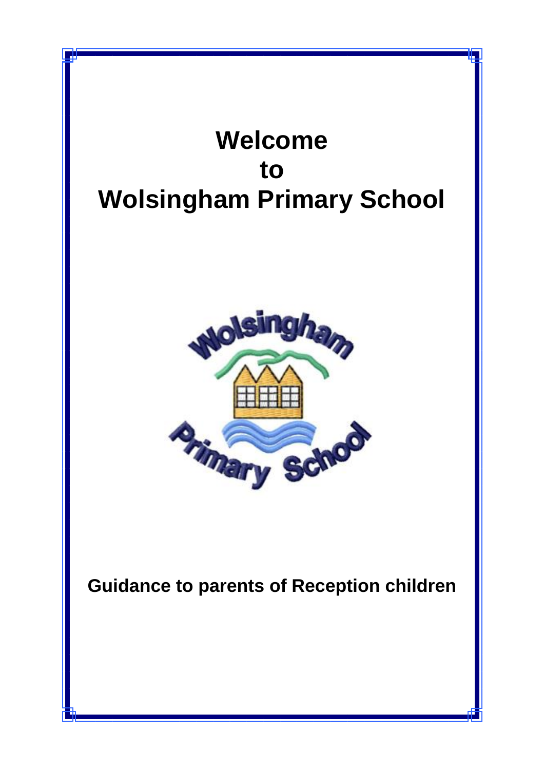# Welcome to Wolsingham Primary School

**Guidance to parents of Reception children**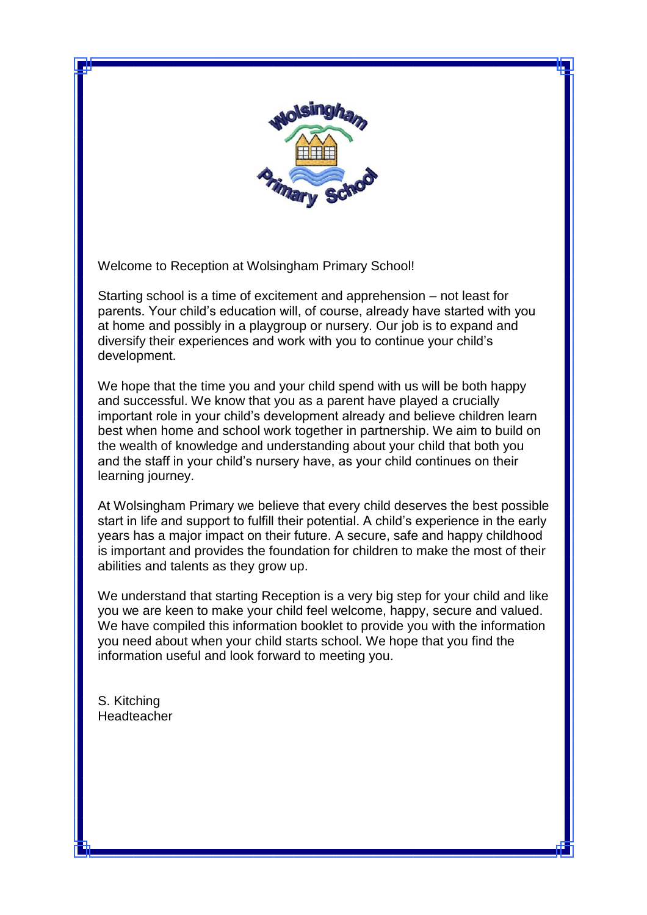Welcome to Reception at Wolsingham Primary School!

Starting school is a time of excitement and apprehension – not least for parents. Your child's education will, of course, already have started with you at home and possibly in a playgroup or nursery. Our job is to expand and diversify their experiences and work with you to continue your child's development.

We hope that the time you and your child spend with us will be both happy and successful. We know that you as a parent have played a crucially important role in your child's development already and believe children learn best when home and school work together in partnership. We aim to build on the wealth of knowledge and understanding about your child that both you and the staff in your child's nursery have, as your child continues on their learning journey.

At Wolsingham Primary we believe that every child deserves the best possible start in life and support to fulfill their potential. A child's experience in the early years has a major impact on their future. A secure, safe and happy childhood is important and provides the foundation for children to make the most of their abilities and talents as they grow up.

We understand that starting Reception is a very big step for your child and like you we are keen to make your child feel welcome, happy, secure and valued. We have compiled this information booklet to provide you with the information you need about when your child starts school. We hope that you find the information useful and look forward to meeting you.

S. Kitching
Headteacher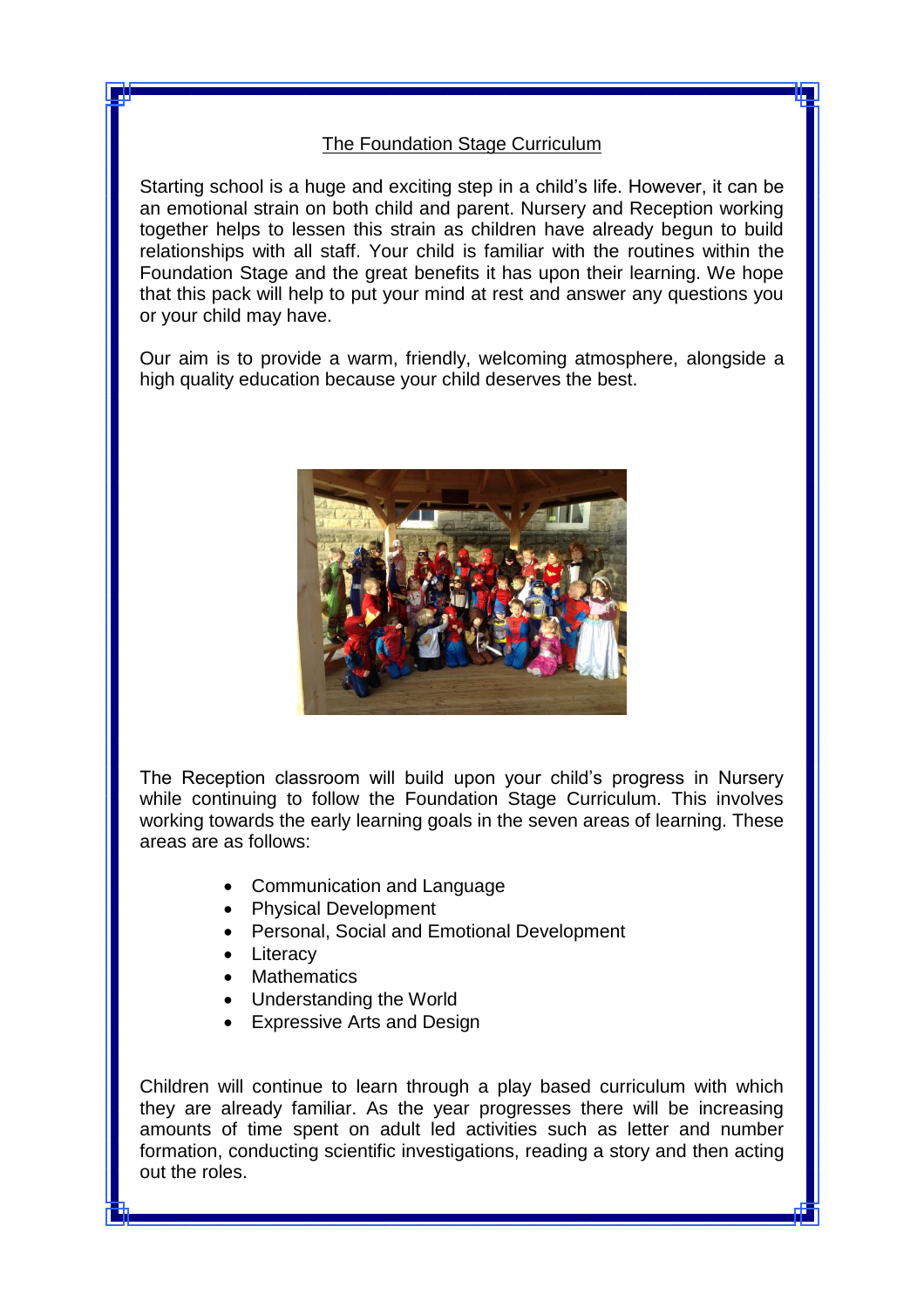# The Foundation Stage Curriculum

Starting school is a huge and exciting step in a child's life. However, it can be an emotional strain on both child and parent. Nursery and Reception working together helps to lessen this strain as children have already begun to build relationships with all staff. Your child is familiar with the routines within the Foundation Stage and the great benefits it has upon their learning. We hope that this pack will help to put your mind at rest and answer any questions you or your child may have.

Our aim is to provide a warm, friendly, welcoming atmosphere, alongside a high quality education because your child deserves the best.

The Reception classroom will build upon your child's progress in Nursery while continuing to follow the Foundation Stage Curriculum. This involves working towards the early learning goals in the seven areas of learning. These areas are as follows:

- Communication and Language
- Physical Development
- Personal, Social and Emotional Development
- Literacy
- Mathematics
- Understanding the World
- Expressive Arts and Design

Children will continue to learn through a play based curriculum with which they are already familiar. As the year progresses there will be increasing amounts of time spent on adult led activities such as letter and number formation, conducting scientific investigations, reading a story and then acting out the roles.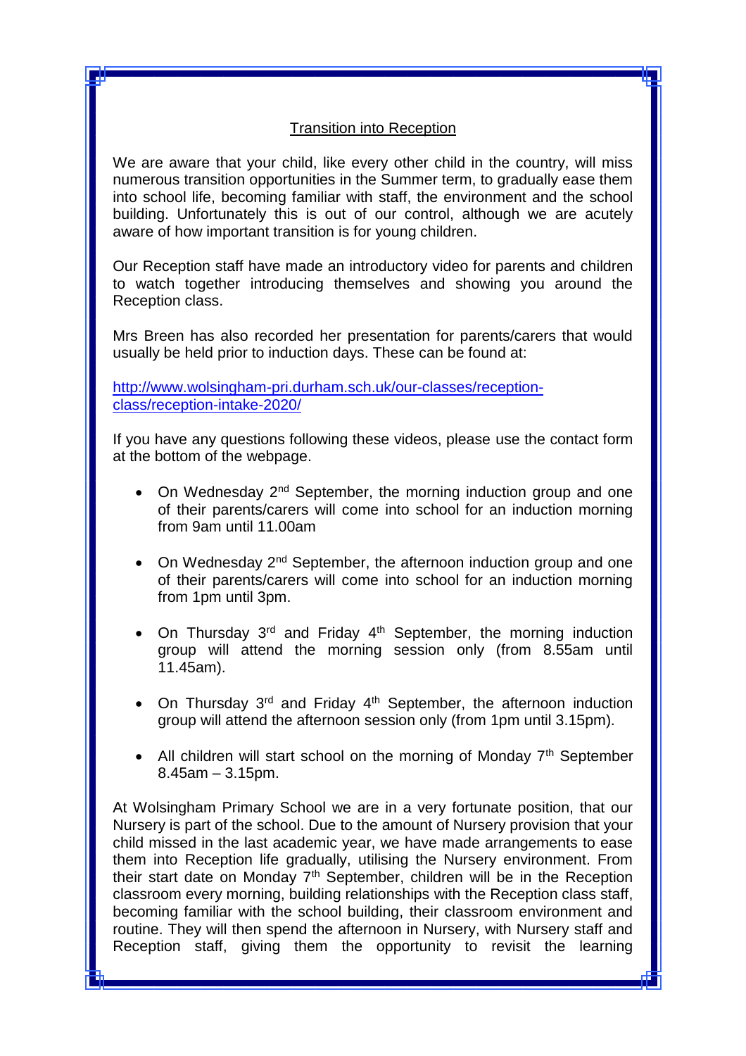## Transition into Reception

We are aware that your child, like every other child in the country, will miss numerous transition opportunities in the Summer term, to gradually ease them into school life, becoming familiar with staff, the environment and the school building. Unfortunately this is out of our control, although we are acutely aware of how important transition is for young children.

Our Reception staff have made an introductory video for parents and children to watch together introducing themselves and showing you around the Reception class.

Mrs Breen has also recorded her presentation for parents/carers that would usually be held prior to induction days. These can be found at:

[http://www.wolsingham-pri.durham.sch.uk/our-classes/reception-class/reception-intake-2020/](http://www.wolsingham-pri.durham.sch.uk/our-classes/reception-class/reception-intake-2020/)

If you have any questions following these videos, please use the contact form at the bottom of the webpage.

- On Wednesday 2nd September, the morning induction group and one of their parents/carers will come into school for an induction morning from 9am until 11.00am
- On Wednesday 2nd September, the afternoon induction group and one of their parents/carers will come into school for an induction morning from 1pm until 3pm.
- On Thursday 3rd and Friday 4th September, the morning induction group will attend the morning session only (from 8.55am until 11.45am).
- On Thursday 3rd and Friday 4th September, the afternoon induction group will attend the afternoon session only (from 1pm until 3.15pm).
- All children will start school on the morning of Monday 7th September 8.45am – 3.15pm.

At Wolsingham Primary School we are in a very fortunate position, that our Nursery is part of the school. Due to the amount of Nursery provision that your child missed in the last academic year, we have made arrangements to ease them into Reception life gradually, utilising the Nursery environment. From their start date on Monday 7th September, children will be in the Reception classroom every morning, building relationships with the Reception class staff, becoming familiar with the school building, their classroom environment and routine. They will then spend the afternoon in Nursery, with Nursery staff and Reception staff, giving them the opportunity to revisit the learning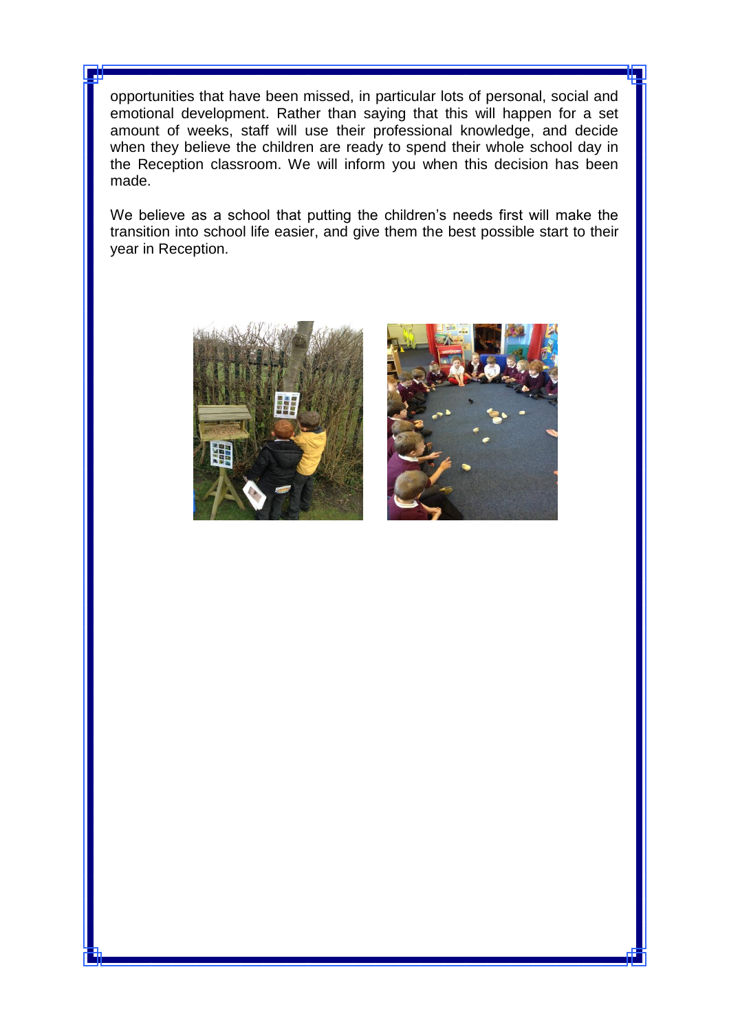opportunities that have been missed, in particular lots of personal, social and emotional development. Rather than saying that this will happen for a set amount of weeks, staff will use their professional knowledge, and decide when they believe the children are ready to spend their whole school day in the Reception classroom. We will inform you when this decision has been made.

We believe as a school that putting the children's needs first will make the transition into school life easier, and give them the best possible start to their year in Reception.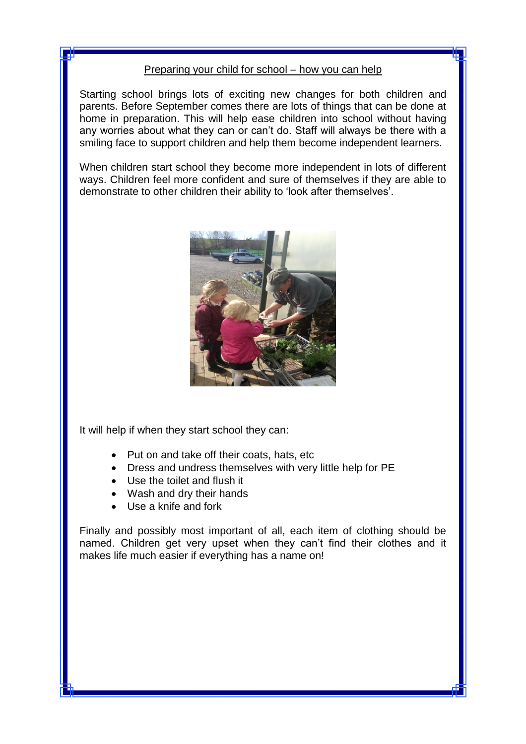## Preparing your child for school – how you can help

Starting school brings lots of exciting new changes for both children and parents. Before September comes there are lots of things that can be done at home in preparation. This will help ease children into school without having any worries about what they can or can't do. Staff will always be there with a smiling face to support children and help them become independent learners.

When children start school they become more independent in lots of different ways. Children feel more confident and sure of themselves if they are able to demonstrate to other children their ability to 'look after themselves'.

It will help if when they start school they can:

- Put on and take off their coats, hats, etc
- Dress and undress themselves with very little help for PE
- Use the toilet and flush it
- Wash and dry their hands
- Use a knife and fork

Finally and possibly most important of all, each item of clothing should be named. Children get very upset when they can't find their clothes and it makes life much easier if everything has a name on!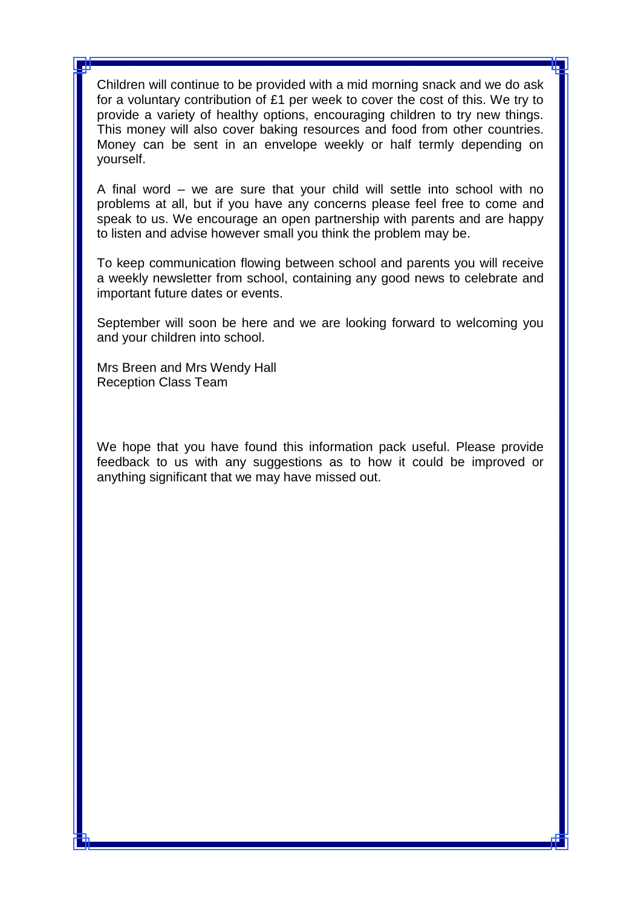Children will continue to be provided with a mid morning snack and we do ask for a voluntary contribution of £1 per week to cover the cost of this. We try to provide a variety of healthy options, encouraging children to try new things. This money will also cover baking resources and food from other countries. Money can be sent in an envelope weekly or half termly depending on yourself.

A final word – we are sure that your child will settle into school with no problems at all, but if you have any concerns please feel free to come and speak to us. We encourage an open partnership with parents and are happy to listen and advise however small you think the problem may be.

To keep communication flowing between school and parents you will receive a weekly newsletter from school, containing any good news to celebrate and important future dates or events.

September will soon be here and we are looking forward to welcoming you and your children into school.

Mrs Breen and Mrs Wendy Hall
Reception Class Team

We hope that you have found this information pack useful. Please provide feedback to us with any suggestions as to how it could be improved or anything significant that we may have missed out.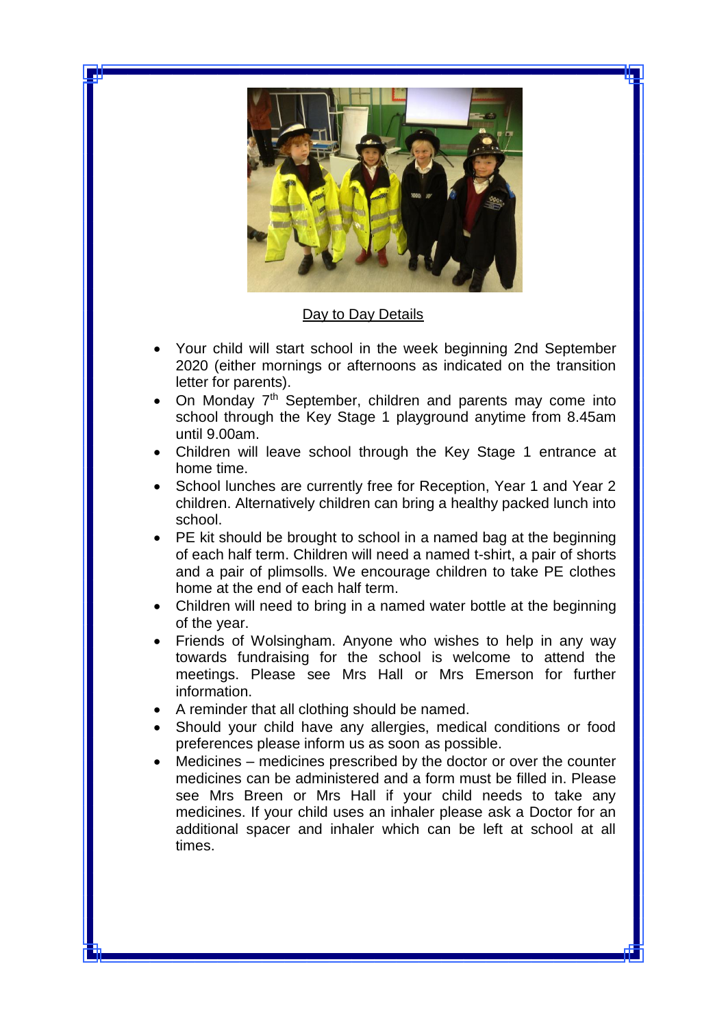## Day to Day Details

- Your child will start school in the week beginning 2nd September 2020 (either mornings or afternoons as indicated on the transition letter for parents).
- On Monday 7th September, children and parents may come into school through the Key Stage 1 playground anytime from 8.45am until 9.00am.
- Children will leave school through the Key Stage 1 entrance at home time.
- School lunches are currently free for Reception, Year 1 and Year 2 children. Alternatively children can bring a healthy packed lunch into school.
- PE kit should be brought to school in a named bag at the beginning of each half term. Children will need a named t-shirt, a pair of shorts and a pair of plimsolls. We encourage children to take PE clothes home at the end of each half term.
- Children will need to bring in a named water bottle at the beginning of the year.
- Friends of Wolsingham. Anyone who wishes to help in any way towards fundraising for the school is welcome to attend the meetings. Please see Mrs Hall or Mrs Emerson for further information.
- A reminder that all clothing should be named.
- Should your child have any allergies, medical conditions or food preferences please inform us as soon as possible.
- Medicines – medicines prescribed by the doctor or over the counter medicines can be administered and a form must be filled in. Please see Mrs Breen or Mrs Hall if your child needs to take any medicines. If your child uses an inhaler please ask a Doctor for an additional spacer and inhaler which can be left at school at all times.